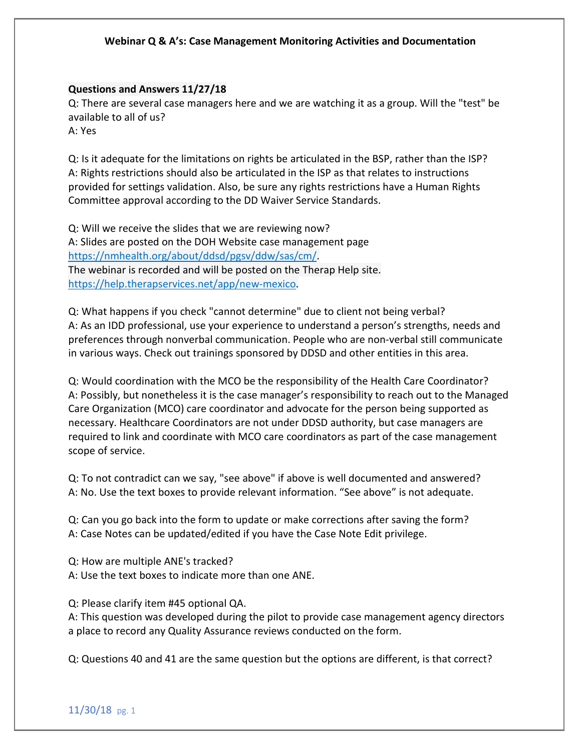# Webinar Q & A's: Case Management Monitoring Activities and Documentation

**Questions and Answers 11/27/18**

Q: There are several case managers here and we are watching it as a group. Will the "test" be available to all of us?
A: Yes

Q: Is it adequate for the limitations on rights be articulated in the BSP, rather than the ISP?
A: Rights restrictions should also be articulated in the ISP as that relates to instructions provided for settings validation. Also, be sure any rights restrictions have a Human Rights Committee approval according to the DD Waiver Service Standards.

Q: Will we receive the slides that we are reviewing now?
A: Slides are posted on the DOH Website case management page https://nmhealth.org/about/ddsd/pgsv/ddw/sas/cm/.
The webinar is recorded and will be posted on the Therap Help site. https://help.therapservices.net/app/new-mexico.

Q: What happens if you check "cannot determine" due to client not being verbal?
A: As an IDD professional, use your experience to understand a person's strengths, needs and preferences through nonverbal communication. People who are non-verbal still communicate in various ways. Check out trainings sponsored by DDSD and other entities in this area.

Q: Would coordination with the MCO be the responsibility of the Health Care Coordinator?
A: Possibly, but nonetheless it is the case manager's responsibility to reach out to the Managed Care Organization (MCO) care coordinator and advocate for the person being supported as necessary. Healthcare Coordinators are not under DDSD authority, but case managers are required to link and coordinate with MCO care coordinators as part of the case management scope of service.

Q: To not contradict can we say, "see above" if above is well documented and answered?
A: No. Use the text boxes to provide relevant information. "See above" is not adequate.

Q: Can you go back into the form to update or make corrections after saving the form?
A: Case Notes can be updated/edited if you have the Case Note Edit privilege.

Q: How are multiple ANE's tracked?
A: Use the text boxes to indicate more than one ANE.

Q: Please clarify item #45 optional QA.
A: This question was developed during the pilot to provide case management agency directors a place to record any Quality Assurance reviews conducted on the form.

Q: Questions 40 and 41 are the same question but the options are different, is that correct?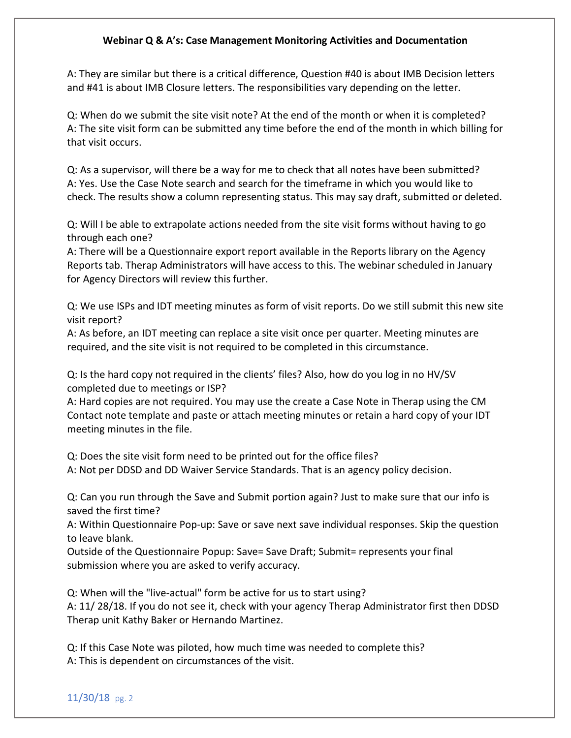**Webinar Q & A's: Case Management Monitoring Activities and Documentation**

A: They are similar but there is a critical difference, Question #40 is about IMB Decision letters and #41 is about IMB Closure letters. The responsibilities vary depending on the letter.

Q: When do we submit the site visit note? At the end of the month or when it is completed?
A: The site visit form can be submitted any time before the end of the month in which billing for that visit occurs.

Q: As a supervisor, will there be a way for me to check that all notes have been submitted?
A: Yes. Use the Case Note search and search for the timeframe in which you would like to check. The results show a column representing status. This may say draft, submitted or deleted.

Q: Will I be able to extrapolate actions needed from the site visit forms without having to go through each one?
A: There will be a Questionnaire export report available in the Reports library on the Agency Reports tab. Therap Administrators will have access to this. The webinar scheduled in January for Agency Directors will review this further.

Q: We use ISPs and IDT meeting minutes as form of visit reports. Do we still submit this new site visit report?
A: As before, an IDT meeting can replace a site visit once per quarter. Meeting minutes are required, and the site visit is not required to be completed in this circumstance.

Q: Is the hard copy not required in the clients' files? Also, how do you log in no HV/SV completed due to meetings or ISP?
A: Hard copies are not required. You may use the create a Case Note in Therap using the CM Contact note template and paste or attach meeting minutes or retain a hard copy of your IDT meeting minutes in the file.

Q: Does the site visit form need to be printed out for the office files?
A: Not per DDSD and DD Waiver Service Standards. That is an agency policy decision.

Q: Can you run through the Save and Submit portion again? Just to make sure that our info is saved the first time?
A: Within Questionnaire Pop-up: Save or save next save individual responses. Skip the question to leave blank.
Outside of the Questionnaire Popup: Save= Save Draft; Submit= represents your final submission where you are asked to verify accuracy.

Q: When will the "live-actual" form be active for us to start using?
A: 11/ 28/18. If you do not see it, check with your agency Therap Administrator first then DDSD Therap unit Kathy Baker or Hernando Martinez.

Q: If this Case Note was piloted, how much time was needed to complete this?
A: This is dependent on circumstances of the visit.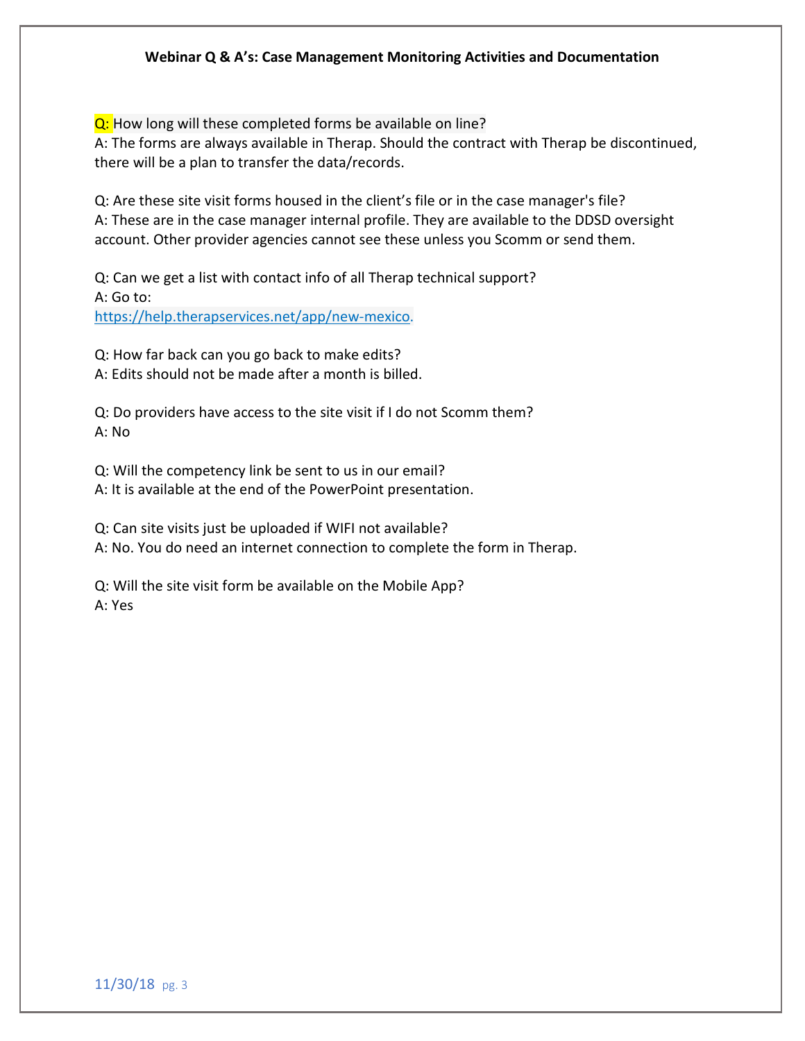**Webinar Q & A's: Case Management Monitoring Activities and Documentation**

Q: How long will these completed forms be available on line?
A: The forms are always available in Therap. Should the contract with Therap be discontinued, there will be a plan to transfer the data/records.

Q: Are these site visit forms housed in the client's file or in the case manager's file?
A: These are in the case manager internal profile. They are available to the DDSD oversight account. Other provider agencies cannot see these unless you Scomm or send them.

Q: Can we get a list with contact info of all Therap technical support?
A: Go to:
https://help.therapservices.net/app/new-mexico.

Q: How far back can you go back to make edits?
A: Edits should not be made after a month is billed.

Q: Do providers have access to the site visit if I do not Scomm them?
A: No

Q: Will the competency link be sent to us in our email?
A: It is available at the end of the PowerPoint presentation.

Q: Can site visits just be uploaded if WIFI not available?
A: No. You do need an internet connection to complete the form in Therap.

Q: Will the site visit form be available on the Mobile App?
A: Yes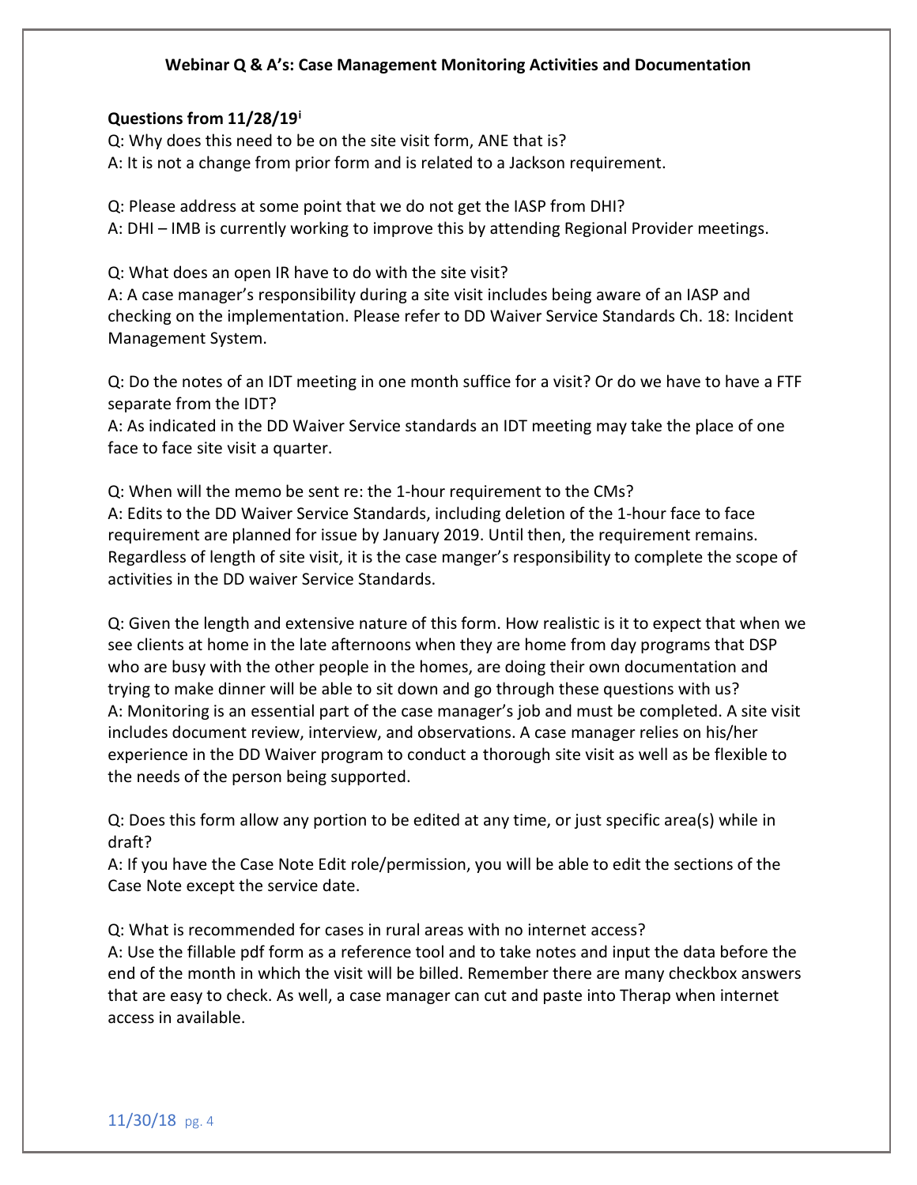**Webinar Q & A's: Case Management Monitoring Activities and Documentation**

**Questions from 11/28/19[i]**

Q: Why does this need to be on the site visit form, ANE that is?
A: It is not a change from prior form and is related to a Jackson requirement.

Q: Please address at some point that we do not get the IASP from DHI?
A: DHI – IMB is currently working to improve this by attending Regional Provider meetings.

Q: What does an open IR have to do with the site visit?
A: A case manager's responsibility during a site visit includes being aware of an IASP and checking on the implementation. Please refer to DD Waiver Service Standards Ch. 18: Incident Management System.

Q: Do the notes of an IDT meeting in one month suffice for a visit? Or do we have to have a FTF separate from the IDT?
A: As indicated in the DD Waiver Service standards an IDT meeting may take the place of one face to face site visit a quarter.

Q: When will the memo be sent re: the 1-hour requirement to the CMs?
A: Edits to the DD Waiver Service Standards, including deletion of the 1-hour face to face requirement are planned for issue by January 2019. Until then, the requirement remains. Regardless of length of site visit, it is the case manger's responsibility to complete the scope of activities in the DD waiver Service Standards.

Q: Given the length and extensive nature of this form. How realistic is it to expect that when we see clients at home in the late afternoons when they are home from day programs that DSP who are busy with the other people in the homes, are doing their own documentation and trying to make dinner will be able to sit down and go through these questions with us?
A: Monitoring is an essential part of the case manager's job and must be completed. A site visit includes document review, interview, and observations. A case manager relies on his/her experience in the DD Waiver program to conduct a thorough site visit as well as be flexible to the needs of the person being supported.

Q: Does this form allow any portion to be edited at any time, or just specific area(s) while in draft?
A: If you have the Case Note Edit role/permission, you will be able to edit the sections of the Case Note except the service date.

Q: What is recommended for cases in rural areas with no internet access?
A: Use the fillable pdf form as a reference tool and to take notes and input the data before the end of the month in which the visit will be billed. Remember there are many checkbox answers that are easy to check. As well, a case manager can cut and paste into Therap when internet access in available.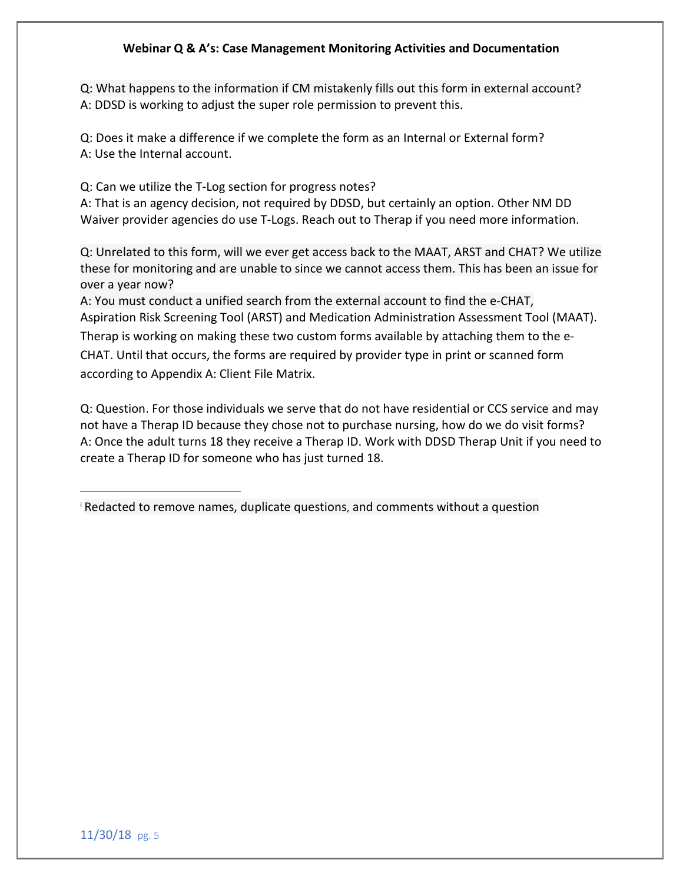**Webinar Q & A's: Case Management Monitoring Activities and Documentation**

Q: What happens to the information if CM mistakenly fills out this form in external account?
A: DDSD is working to adjust the super role permission to prevent this.

Q: Does it make a difference if we complete the form as an Internal or External form?
A: Use the Internal account.

Q: Can we utilize the T-Log section for progress notes?
A: That is an agency decision, not required by DDSD, but certainly an option. Other NM DD Waiver provider agencies do use T-Logs. Reach out to Therap if you need more information.

Q: Unrelated to this form, will we ever get access back to the MAAT, ARST and CHAT? We utilize these for monitoring and are unable to since we cannot access them. This has been an issue for over a year now?
A: You must conduct a unified search from the external account to find the e-CHAT, Aspiration Risk Screening Tool (ARST) and Medication Administration Assessment Tool (MAAT). Therap is working on making these two custom forms available by attaching them to the e-CHAT. Until that occurs, the forms are required by provider type in print or scanned form according to Appendix A: Client File Matrix.

Q: Question. For those individuals we serve that do not have residential or CCS service and may not have a Therap ID because they chose not to purchase nursing, how do we do visit forms?
A: Once the adult turns 18 they receive a Therap ID. Work with DDSD Therap Unit if you need to create a Therap ID for someone who has just turned 18.

---

[i] Redacted to remove names, duplicate questions, and comments without a question